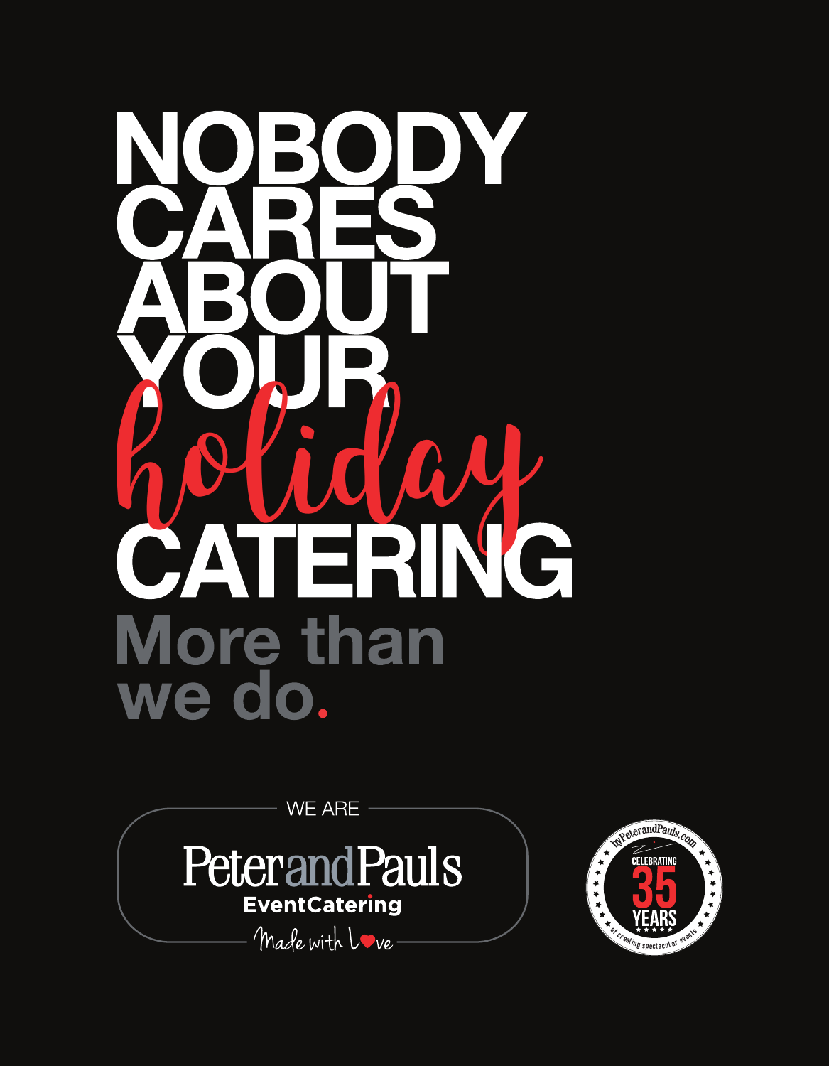# NOBODY CARES ABOUT YOUR *holiday* CATERING

## More than we do.

WE ARE

**PeterandPauls**
**EventCatering**
*Made with Love*

byPeterandPauls.com
CELEBRATING
35
YEARS
of creating spectacular events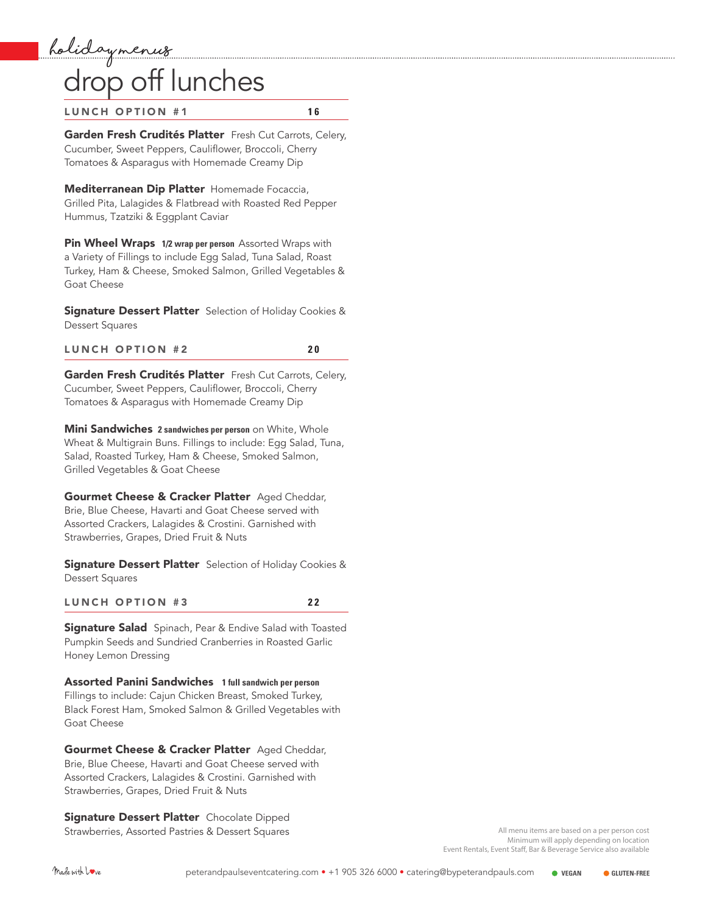holiday menus

# drop off lunches

## LUNCH OPTION #1 — 16

**Garden Fresh Crudités Platter** Fresh Cut Carrots, Celery, Cucumber, Sweet Peppers, Cauliflower, Broccoli, Cherry Tomatoes & Asparagus with Homemade Creamy Dip

**Mediterranean Dip Platter** Homemade Focaccia, Grilled Pita, Lalagides & Flatbread with Roasted Red Pepper Hummus, Tzatziki & Eggplant Caviar

**Pin Wheel Wraps** **1/2 wrap per person** Assorted Wraps with a Variety of Fillings to include Egg Salad, Tuna Salad, Roast Turkey, Ham & Cheese, Smoked Salmon, Grilled Vegetables & Goat Cheese

**Signature Dessert Platter** Selection of Holiday Cookies & Dessert Squares

## LUNCH OPTION #2 — 20

**Garden Fresh Crudités Platter** Fresh Cut Carrots, Celery, Cucumber, Sweet Peppers, Cauliflower, Broccoli, Cherry Tomatoes & Asparagus with Homemade Creamy Dip

**Mini Sandwiches** **2 sandwiches per person** on White, Whole Wheat & Multigrain Buns. Fillings to include: Egg Salad, Tuna, Salad, Roasted Turkey, Ham & Cheese, Smoked Salmon, Grilled Vegetables & Goat Cheese

**Gourmet Cheese & Cracker Platter** Aged Cheddar, Brie, Blue Cheese, Havarti and Goat Cheese served with Assorted Crackers, Lalagides & Crostini. Garnished with Strawberries, Grapes, Dried Fruit & Nuts

**Signature Dessert Platter** Selection of Holiday Cookies & Dessert Squares

## LUNCH OPTION #3 — 22

**Signature Salad** Spinach, Pear & Endive Salad with Toasted Pumpkin Seeds and Sundried Cranberries in Roasted Garlic Honey Lemon Dressing

**Assorted Panini Sandwiches** **1 full sandwich per person** Fillings to include: Cajun Chicken Breast, Smoked Turkey, Black Forest Ham, Smoked Salmon & Grilled Vegetables with Goat Cheese

**Gourmet Cheese & Cracker Platter** Aged Cheddar, Brie, Blue Cheese, Havarti and Goat Cheese served with Assorted Crackers, Lalagides & Crostini. Garnished with Strawberries, Grapes, Dried Fruit & Nuts

**Signature Dessert Platter** Chocolate Dipped Strawberries, Assorted Pastries & Dessert Squares

All menu items are based on a per person cost
Minimum will apply depending on location
Event Rentals, Event Staff, Bar & Beverage Service also available

Made with Love

peterandpaulseventcatering.com • +1 905 326 6000 • catering@bypeterandpauls.com

● VEGAN ● GLUTEN-FREE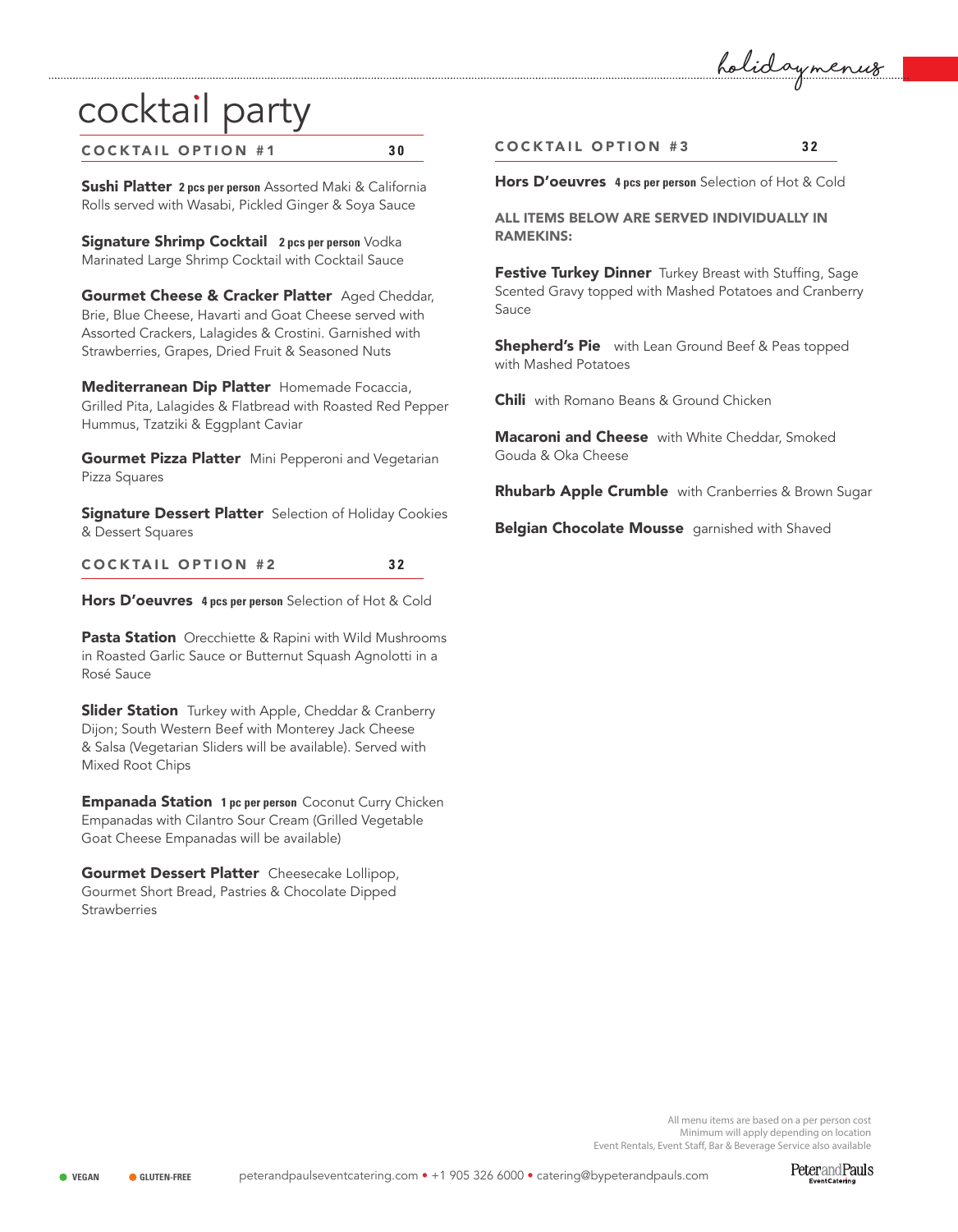# cocktail party

## COCKTAIL OPTION #1 — 30

**Sushi Platter** **2 pcs per person** Assorted Maki & California Rolls served with Wasabi, Pickled Ginger & Soya Sauce

**Signature Shrimp Cocktail** **2 pcs per person** Vodka Marinated Large Shrimp Cocktail with Cocktail Sauce

**Gourmet Cheese & Cracker Platter** Aged Cheddar, Brie, Blue Cheese, Havarti and Goat Cheese served with Assorted Crackers, Lalagides & Crostini. Garnished with Strawberries, Grapes, Dried Fruit & Seasoned Nuts

**Mediterranean Dip Platter** Homemade Focaccia, Grilled Pita, Lalagides & Flatbread with Roasted Red Pepper Hummus, Tzatziki & Eggplant Caviar

**Gourmet Pizza Platter** Mini Pepperoni and Vegetarian Pizza Squares

**Signature Dessert Platter** Selection of Holiday Cookies & Dessert Squares

## COCKTAIL OPTION #2 — 32

**Hors D'oeuvres** **4 pcs per person** Selection of Hot & Cold

**Pasta Station** Orecchiette & Rapini with Wild Mushrooms in Roasted Garlic Sauce or Butternut Squash Agnolotti in a Rosé Sauce

**Slider Station** Turkey with Apple, Cheddar & Cranberry Dijon; South Western Beef with Monterey Jack Cheese & Salsa (Vegetarian Sliders will be available). Served with Mixed Root Chips

**Empanada Station** **1 pc per person** Coconut Curry Chicken Empanadas with Cilantro Sour Cream (Grilled Vegetable Goat Cheese Empanadas will be available)

**Gourmet Dessert Platter** Cheesecake Lollipop, Gourmet Short Bread, Pastries & Chocolate Dipped Strawberries

## COCKTAIL OPTION #3 — 32

**Hors D'oeuvres** **4 pcs per person** Selection of Hot & Cold

**ALL ITEMS BELOW ARE SERVED INDIVIDUALLY IN RAMEKINS:**

**Festive Turkey Dinner** Turkey Breast with Stuffing, Sage Scented Gravy topped with Mashed Potatoes and Cranberry Sauce

**Shepherd's Pie** with Lean Ground Beef & Peas topped with Mashed Potatoes

**Chili** with Romano Beans & Ground Chicken

**Macaroni and Cheese** with White Cheddar, Smoked Gouda & Oka Cheese

**Rhubarb Apple Crumble** with Cranberries & Brown Sugar

**Belgian Chocolate Mousse** garnished with Shaved

All menu items are based on a per person cost
Minimum will apply depending on location
Event Rentals, Event Staff, Bar & Beverage Service also available

● VEGAN ● GLUTEN-FREE

peterandpaulseventcatering.com • +1 905 326 6000 • catering@bypeterandpauls.com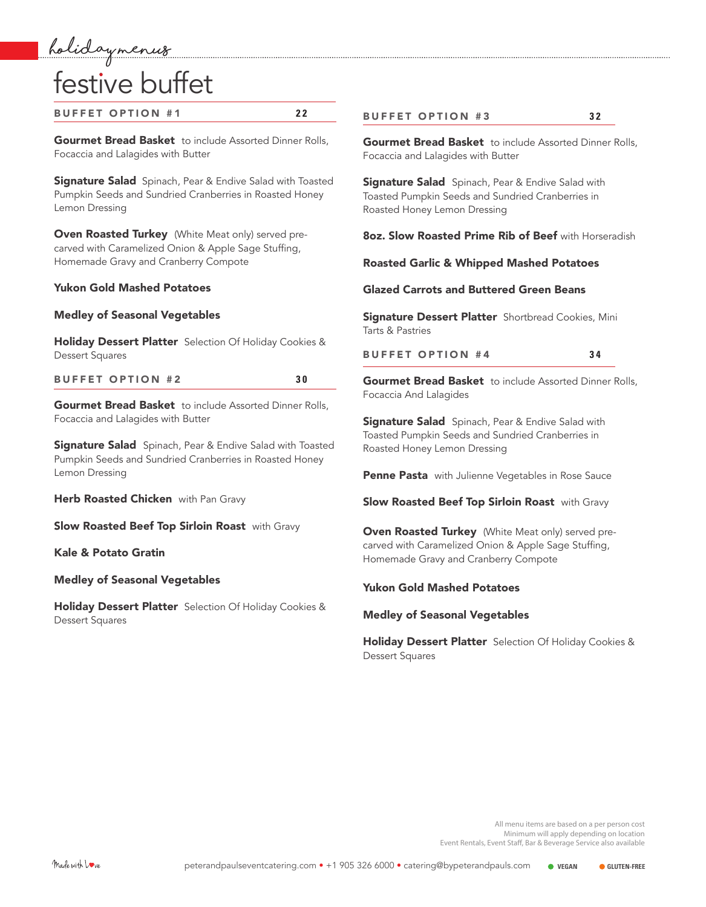holidaymenus

# festive buffet

## BUFFET OPTION #1 — 22

**Gourmet Bread Basket** to include Assorted Dinner Rolls, Focaccia and Lalagides with Butter

**Signature Salad** Spinach, Pear & Endive Salad with Toasted Pumpkin Seeds and Sundried Cranberries in Roasted Honey Lemon Dressing

**Oven Roasted Turkey** (White Meat only) served pre-carved with Caramelized Onion & Apple Sage Stuffing, Homemade Gravy and Cranberry Compote

**Yukon Gold Mashed Potatoes**

**Medley of Seasonal Vegetables**

**Holiday Dessert Platter** Selection Of Holiday Cookies & Dessert Squares

## BUFFET OPTION #2 — 30

**Gourmet Bread Basket** to include Assorted Dinner Rolls, Focaccia and Lalagides with Butter

**Signature Salad** Spinach, Pear & Endive Salad with Toasted Pumpkin Seeds and Sundried Cranberries in Roasted Honey Lemon Dressing

**Herb Roasted Chicken** with Pan Gravy

**Slow Roasted Beef Top Sirloin Roast** with Gravy

**Kale & Potato Gratin**

**Medley of Seasonal Vegetables**

**Holiday Dessert Platter** Selection Of Holiday Cookies & Dessert Squares

## BUFFET OPTION #3 — 32

**Gourmet Bread Basket** to include Assorted Dinner Rolls, Focaccia and Lalagides with Butter

**Signature Salad** Spinach, Pear & Endive Salad with Toasted Pumpkin Seeds and Sundried Cranberries in Roasted Honey Lemon Dressing

**8oz. Slow Roasted Prime Rib of Beef** with Horseradish

**Roasted Garlic & Whipped Mashed Potatoes**

**Glazed Carrots and Buttered Green Beans**

**Signature Dessert Platter** Shortbread Cookies, Mini Tarts & Pastries

## BUFFET OPTION #4 — 34

**Gourmet Bread Basket** to include Assorted Dinner Rolls, Focaccia And Lalagides

**Signature Salad** Spinach, Pear & Endive Salad with Toasted Pumpkin Seeds and Sundried Cranberries in Roasted Honey Lemon Dressing

**Penne Pasta** with Julienne Vegetables in Rose Sauce

**Slow Roasted Beef Top Sirloin Roast** with Gravy

**Oven Roasted Turkey** (White Meat only) served pre-carved with Caramelized Onion & Apple Sage Stuffing, Homemade Gravy and Cranberry Compote

**Yukon Gold Mashed Potatoes**

**Medley of Seasonal Vegetables**

**Holiday Dessert Platter** Selection Of Holiday Cookies & Dessert Squares

All menu items are based on a per person cost
Minimum will apply depending on location
Event Rentals, Event Staff, Bar & Beverage Service also available

Made with Love

peterandpaulseventcatering.com • +1 905 326 6000 • catering@bypeterandpauls.com

● VEGAN ● GLUTEN-FREE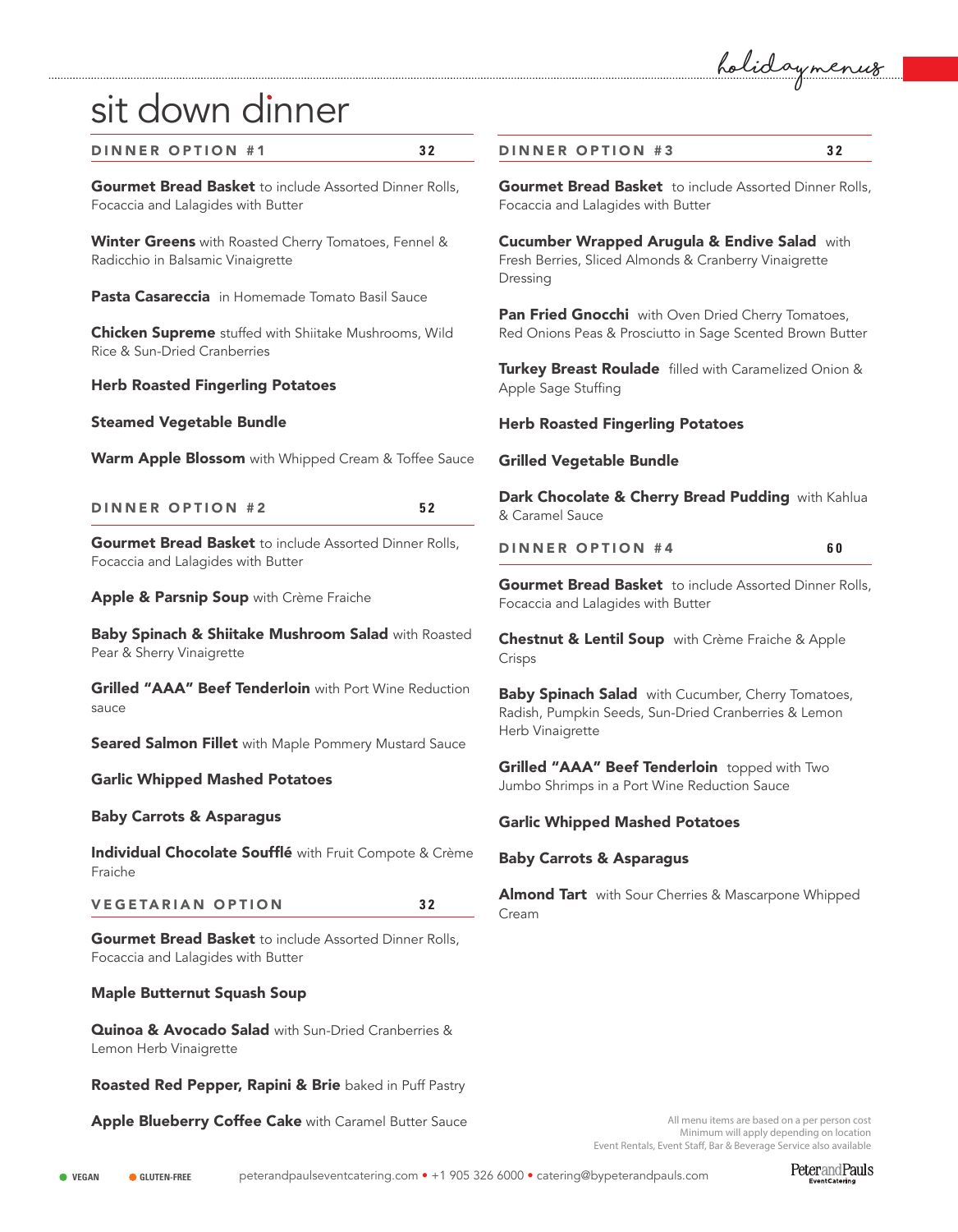# sit down dinner

*holiday menus*

## DINNER OPTION #1 — 32

**Gourmet Bread Basket** to include Assorted Dinner Rolls, Focaccia and Lalagides with Butter

**Winter Greens** with Roasted Cherry Tomatoes, Fennel & Radicchio in Balsamic Vinaigrette

**Pasta Casareccia** in Homemade Tomato Basil Sauce

**Chicken Supreme** stuffed with Shiitake Mushrooms, Wild Rice & Sun-Dried Cranberries

**Herb Roasted Fingerling Potatoes**

**Steamed Vegetable Bundle**

**Warm Apple Blossom** with Whipped Cream & Toffee Sauce

## DINNER OPTION #2 — 52

**Gourmet Bread Basket** to include Assorted Dinner Rolls, Focaccia and Lalagides with Butter

**Apple & Parsnip Soup** with Crème Fraiche

**Baby Spinach & Shiitake Mushroom Salad** with Roasted Pear & Sherry Vinaigrette

**Grilled "AAA" Beef Tenderloin** with Port Wine Reduction sauce

**Seared Salmon Fillet** with Maple Pommery Mustard Sauce

**Garlic Whipped Mashed Potatoes**

**Baby Carrots & Asparagus**

**Individual Chocolate Soufflé** with Fruit Compote & Crème Fraiche

## VEGETARIAN OPTION — 32

**Gourmet Bread Basket** to include Assorted Dinner Rolls, Focaccia and Lalagides with Butter

**Maple Butternut Squash Soup**

**Quinoa & Avocado Salad** with Sun-Dried Cranberries & Lemon Herb Vinaigrette

**Roasted Red Pepper, Rapini & Brie** baked in Puff Pastry

**Apple Blueberry Coffee Cake** with Caramel Butter Sauce

## DINNER OPTION #3 — 32

**Gourmet Bread Basket** to include Assorted Dinner Rolls, Focaccia and Lalagides with Butter

**Cucumber Wrapped Arugula & Endive Salad** with Fresh Berries, Sliced Almonds & Cranberry Vinaigrette Dressing

**Pan Fried Gnocchi** with Oven Dried Cherry Tomatoes, Red Onions Peas & Prosciutto in Sage Scented Brown Butter

**Turkey Breast Roulade** filled with Caramelized Onion & Apple Sage Stuffing

**Herb Roasted Fingerling Potatoes**

**Grilled Vegetable Bundle**

**Dark Chocolate & Cherry Bread Pudding** with Kahlua & Caramel Sauce

## DINNER OPTION #4 — 60

**Gourmet Bread Basket** to include Assorted Dinner Rolls, Focaccia and Lalagides with Butter

**Chestnut & Lentil Soup** with Crème Fraiche & Apple Crisps

**Baby Spinach Salad** with Cucumber, Cherry Tomatoes, Radish, Pumpkin Seeds, Sun-Dried Cranberries & Lemon Herb Vinaigrette

**Grilled "AAA" Beef Tenderloin** topped with Two Jumbo Shrimps in a Port Wine Reduction Sauce

**Garlic Whipped Mashed Potatoes**

**Baby Carrots & Asparagus**

**Almond Tart** with Sour Cherries & Mascarpone Whipped Cream

All menu items are based on a per person cost
Minimum will apply depending on location
Event Rentals, Event Staff, Bar & Beverage Service also available

● VEGAN ● GLUTEN-FREE

peterandpaulseventcatering.com • +1 905 326 6000 • catering@bypeterandpauls.com

PeterandPauls EventCatering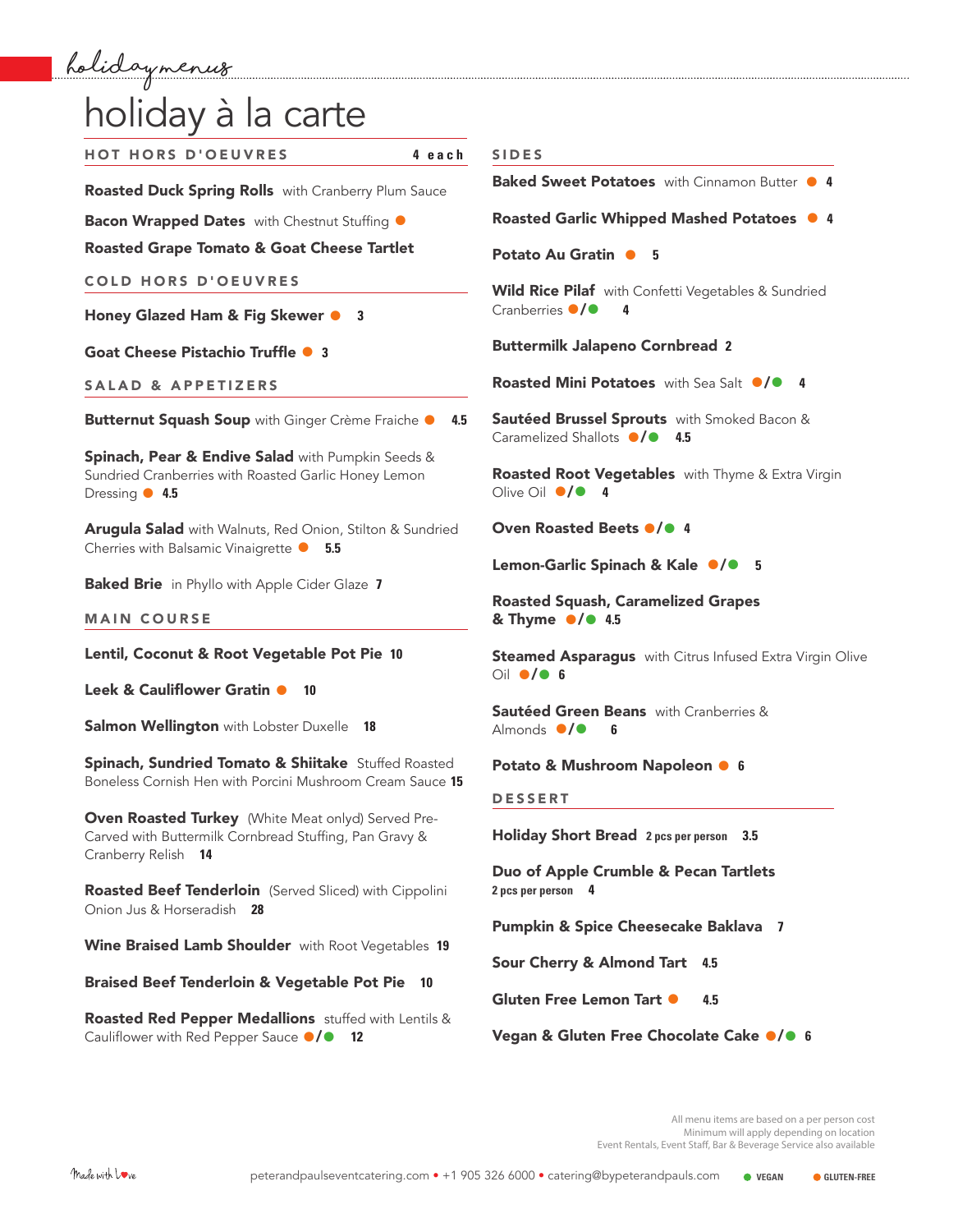holidaymenus

# holiday à la carte

## HOT HORS D'OEUVRES — 4 each

**Roasted Duck Spring Rolls** with Cranberry Plum Sauce

**Bacon Wrapped Dates** with Chestnut Stuffing ●

**Roasted Grape Tomato & Goat Cheese Tartlet**

## COLD HORS D'OEUVRES

**Honey Glazed Ham & Fig Skewer** ● 3

**Goat Cheese Pistachio Truffle** ● 3

## SALAD & APPETIZERS

**Butternut Squash Soup** with Ginger Crème Fraiche ● 4.5

**Spinach, Pear & Endive Salad** with Pumpkin Seeds & Sundried Cranberries with Roasted Garlic Honey Lemon Dressing ● 4.5

**Arugula Salad** with Walnuts, Red Onion, Stilton & Sundried Cherries with Balsamic Vinaigrette ● 5.5

**Baked Brie** in Phyllo with Apple Cider Glaze 7

## MAIN COURSE

**Lentil, Coconut & Root Vegetable Pot Pie** 10

**Leek & Cauliflower Gratin** ● 10

**Salmon Wellington** with Lobster Duxelle 18

**Spinach, Sundried Tomato & Shiitake** Stuffed Roasted Boneless Cornish Hen with Porcini Mushroom Cream Sauce 15

**Oven Roasted Turkey** (White Meat onlyd) Served Pre-Carved with Buttermilk Cornbread Stuffing, Pan Gravy & Cranberry Relish 14

**Roasted Beef Tenderloin** (Served Sliced) with Cippolini Onion Jus & Horseradish 28

**Wine Braised Lamb Shoulder** with Root Vegetables 19

**Braised Beef Tenderloin & Vegetable Pot Pie** 10

**Roasted Red Pepper Medallions** stuffed with Lentils & Cauliflower with Red Pepper Sauce ●/● 12

## SIDES

**Baked Sweet Potatoes** with Cinnamon Butter ● 4

**Roasted Garlic Whipped Mashed Potatoes** ● 4

**Potato Au Gratin** ● 5

**Wild Rice Pilaf** with Confetti Vegetables & Sundried Cranberries ●/● 4

**Buttermilk Jalapeno Cornbread** 2

**Roasted Mini Potatoes** with Sea Salt ●/● 4

**Sautéed Brussel Sprouts** with Smoked Bacon & Caramelized Shallots ●/● 4.5

**Roasted Root Vegetables** with Thyme & Extra Virgin Olive Oil ●/● 4

**Oven Roasted Beets** ●/● 4

**Lemon-Garlic Spinach & Kale** ●/● 5

**Roasted Squash, Caramelized Grapes & Thyme** ●/● 4.5

**Steamed Asparagus** with Citrus Infused Extra Virgin Olive Oil ●/● 6

**Sautéed Green Beans** with Cranberries & Almonds ●/● 6

**Potato & Mushroom Napoleon** ● 6

## DESSERT

**Holiday Short Bread** 2 pcs per person 3.5

**Duo of Apple Crumble & Pecan Tartlets** 2 pcs per person 4

**Pumpkin & Spice Cheesecake Baklava** 7

**Sour Cherry & Almond Tart** 4.5

**Gluten Free Lemon Tart** ● 4.5

**Vegan & Gluten Free Chocolate Cake** ●/● 6

All menu items are based on a per person cost
Minimum will apply depending on location
Event Rentals, Event Staff, Bar & Beverage Service also available

Made with Love

peterandpauls eventcatering.com • +1 905 326 6000 • catering@bypeterandpauls.com

● VEGAN ● GLUTEN-FREE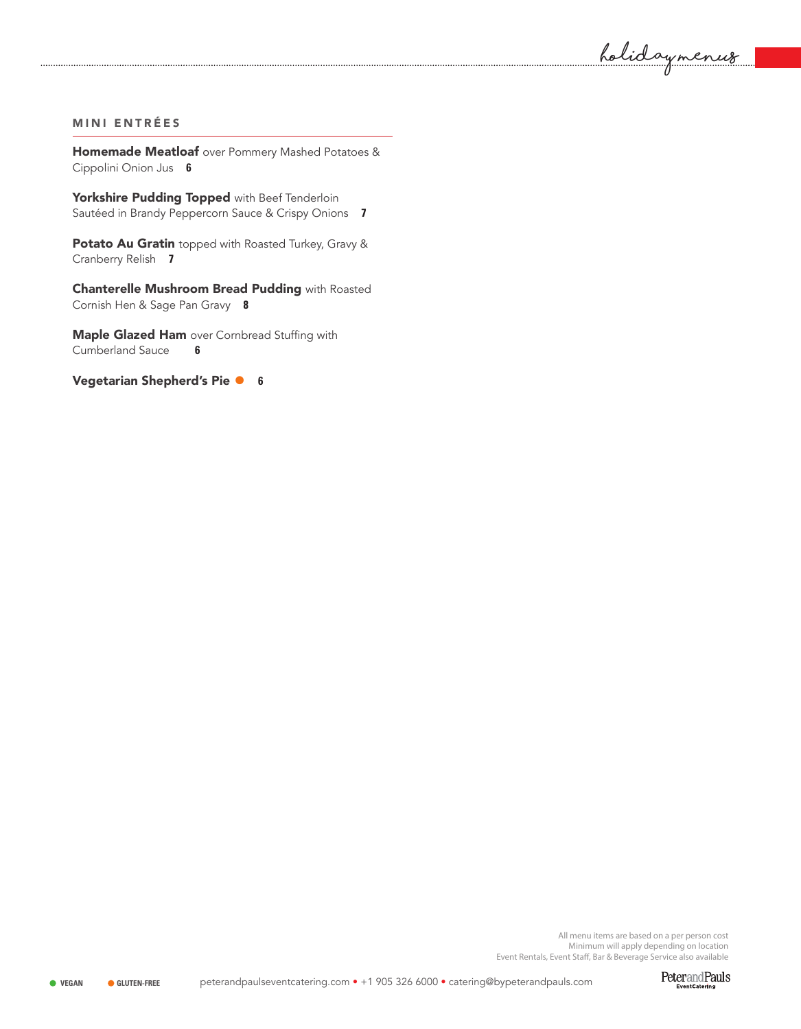## MINI ENTRÉES

**Homemade Meatloaf** over Pommery Mashed Potatoes & Cippolini Onion Jus **6**

**Yorkshire Pudding Topped** with Beef Tenderloin Sautéed in Brandy Peppercorn Sauce & Crispy Onions **7**

**Potato Au Gratin** topped with Roasted Turkey, Gravy & Cranberry Relish **7**

**Chanterelle Mushroom Bread Pudding** with Roasted Cornish Hen & Sage Pan Gravy **8**

**Maple Glazed Ham** over Cornbread Stuffing with Cumberland Sauce **6**

**Vegetarian Shepherd's Pie** ● (gluten-free) **6**

All menu items are based on a per person cost
Minimum will apply depending on location
Event Rentals, Event Staff, Bar & Beverage Service also available

● VEGAN ● GLUTEN-FREE

peterandpaulseventcatering.com • +1 905 326 6000 • catering@bypeterandpauls.com

PeterandPauls EventCatering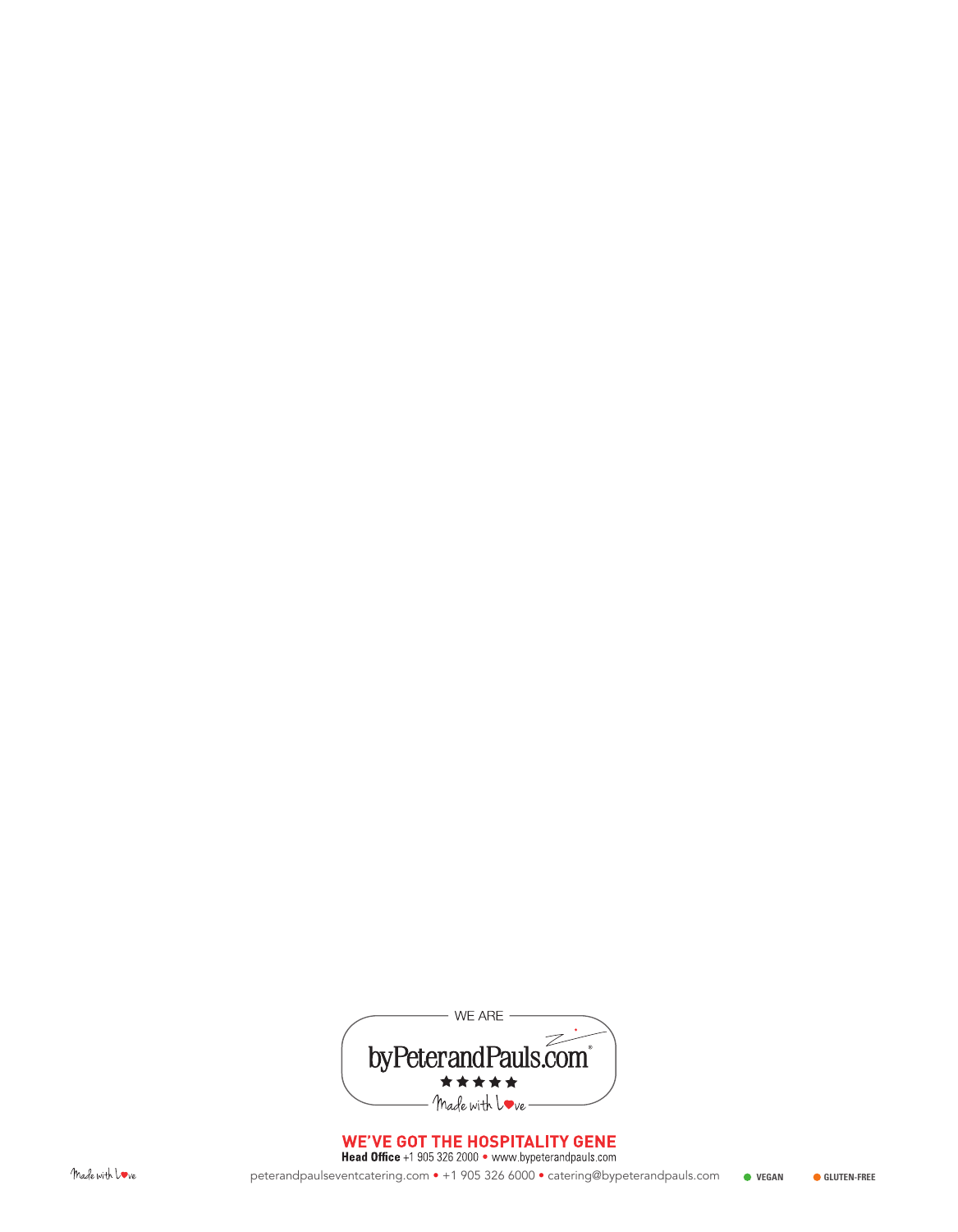WE ARE

byPeterandPauls.com®

★★★★★

Made with Love

**WE'VE GOT THE HOSPITALITY GENE**

**Head Office** +1 905 326 2000 • www.bypeterandpauls.com

peterandpaulseventcatering.com • +1 905 326 6000 • catering@bypeterandpauls.com

● **VEGAN** ● **GLUTEN-FREE**